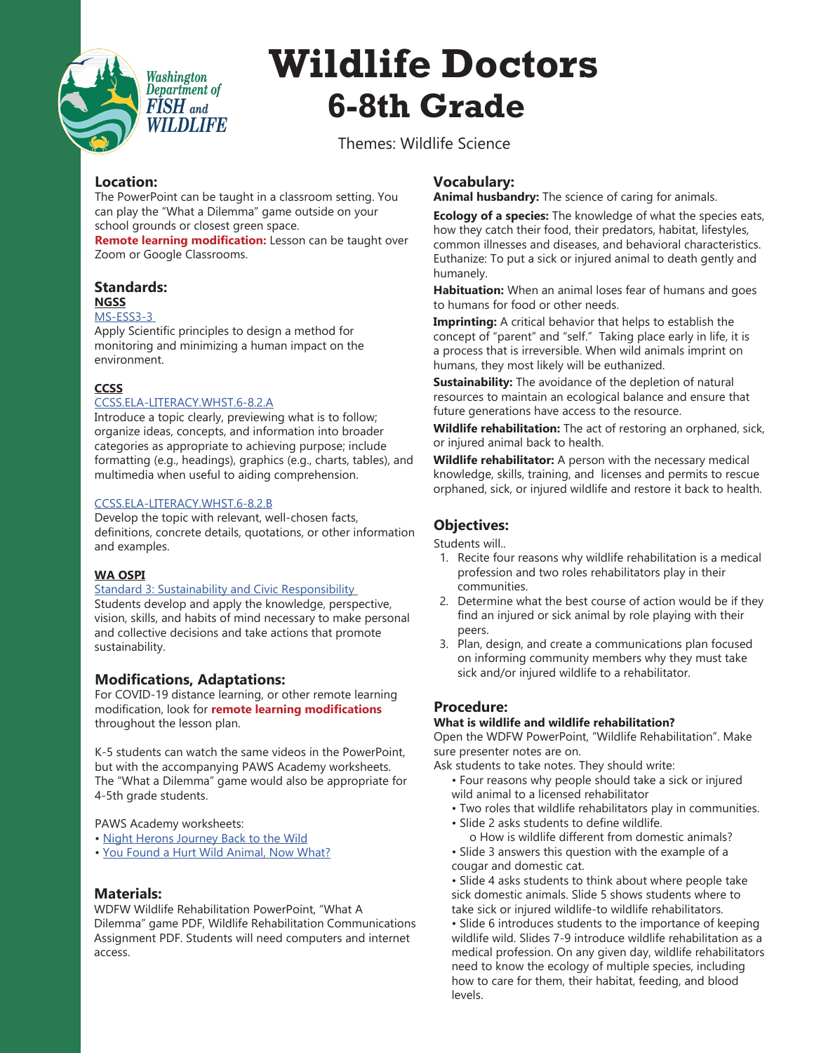# Wildlife Doctors
## 6-8th Grade

Themes: Wildlife Science

### Location:

The PowerPoint can be taught in a classroom setting. You can play the "What a Dilemma" game outside on your school grounds or closest green space.

**Remote learning modification:** Lesson can be taught over Zoom or Google Classrooms.

### Standards:

**NGSS**

MS-ESS3-3

Apply Scientific principles to design a method for monitoring and minimizing a human impact on the environment.

**CCSS**

CCSS.ELA-LITERACY.WHST.6-8.2.A

Introduce a topic clearly, previewing what is to follow; organize ideas, concepts, and information into broader categories as appropriate to achieving purpose; include formatting (e.g., headings), graphics (e.g., charts, tables), and multimedia when useful to aiding comprehension.

CCSS.ELA-LITERACY.WHST.6-8.2.B

Develop the topic with relevant, well-chosen facts, definitions, concrete details, quotations, or other information and examples.

**WA OSPI**

Standard 3: Sustainability and Civic Responsibility

Students develop and apply the knowledge, perspective, vision, skills, and habits of mind necessary to make personal and collective decisions and take actions that promote sustainability.

### Modifications, Adaptations:

For COVID-19 distance learning, or other remote learning modification, look for **remote learning modifications** throughout the lesson plan.

K-5 students can watch the same videos in the PowerPoint, but with the accompanying PAWS Academy worksheets. The "What a Dilemma" game would also be appropriate for 4-5th grade students.

PAWS Academy worksheets:

- Night Herons Journey Back to the Wild
- You Found a Hurt Wild Animal, Now What?

### Materials:

WDFW Wildlife Rehabilitation PowerPoint, "What A Dilemma" game PDF, Wildlife Rehabilitation Communications Assignment PDF. Students will need computers and internet access.

### Vocabulary:

**Animal husbandry:** The science of caring for animals.

**Ecology of a species:** The knowledge of what the species eats, how they catch their food, their predators, habitat, lifestyles, common illnesses and diseases, and behavioral characteristics. Euthanize: To put a sick or injured animal to death gently and humanely.

**Habituation:** When an animal loses fear of humans and goes to humans for food or other needs.

**Imprinting:** A critical behavior that helps to establish the concept of "parent" and "self." Taking place early in life, it is a process that is irreversible. When wild animals imprint on humans, they most likely will be euthanized.

**Sustainability:** The avoidance of the depletion of natural resources to maintain an ecological balance and ensure that future generations have access to the resource.

**Wildlife rehabilitation:** The act of restoring an orphaned, sick, or injured animal back to health.

**Wildlife rehabilitator:** A person with the necessary medical knowledge, skills, training, and licenses and permits to rescue orphaned, sick, or injured wildlife and restore it back to health.

### Objectives:

Students will..

1. Recite four reasons why wildlife rehabilitation is a medical profession and two roles rehabilitators play in their communities.
2. Determine what the best course of action would be if they find an injured or sick animal by role playing with their peers.
3. Plan, design, and create a communications plan focused on informing community members why they must take sick and/or injured wildlife to a rehabilitator.

### Procedure:

**What is wildlife and wildlife rehabilitation?**

Open the WDFW PowerPoint, "Wildlife Rehabilitation". Make sure presenter notes are on.

Ask students to take notes. They should write:

- Four reasons why people should take a sick or injured wild animal to a licensed rehabilitator
- Two roles that wildlife rehabilitators play in communities.
- Slide 2 asks students to define wildlife.
  - o How is wildlife different from domestic animals?
- Slide 3 answers this question with the example of a cougar and domestic cat.
- Slide 4 asks students to think about where people take sick domestic animals. Slide 5 shows students where to take sick or injured wildlife-to wildlife rehabilitators.
- Slide 6 introduces students to the importance of keeping wildlife wild. Slides 7-9 introduce wildlife rehabilitation as a medical profession. On any given day, wildlife rehabilitators need to know the ecology of multiple species, including how to care for them, their habitat, feeding, and blood levels.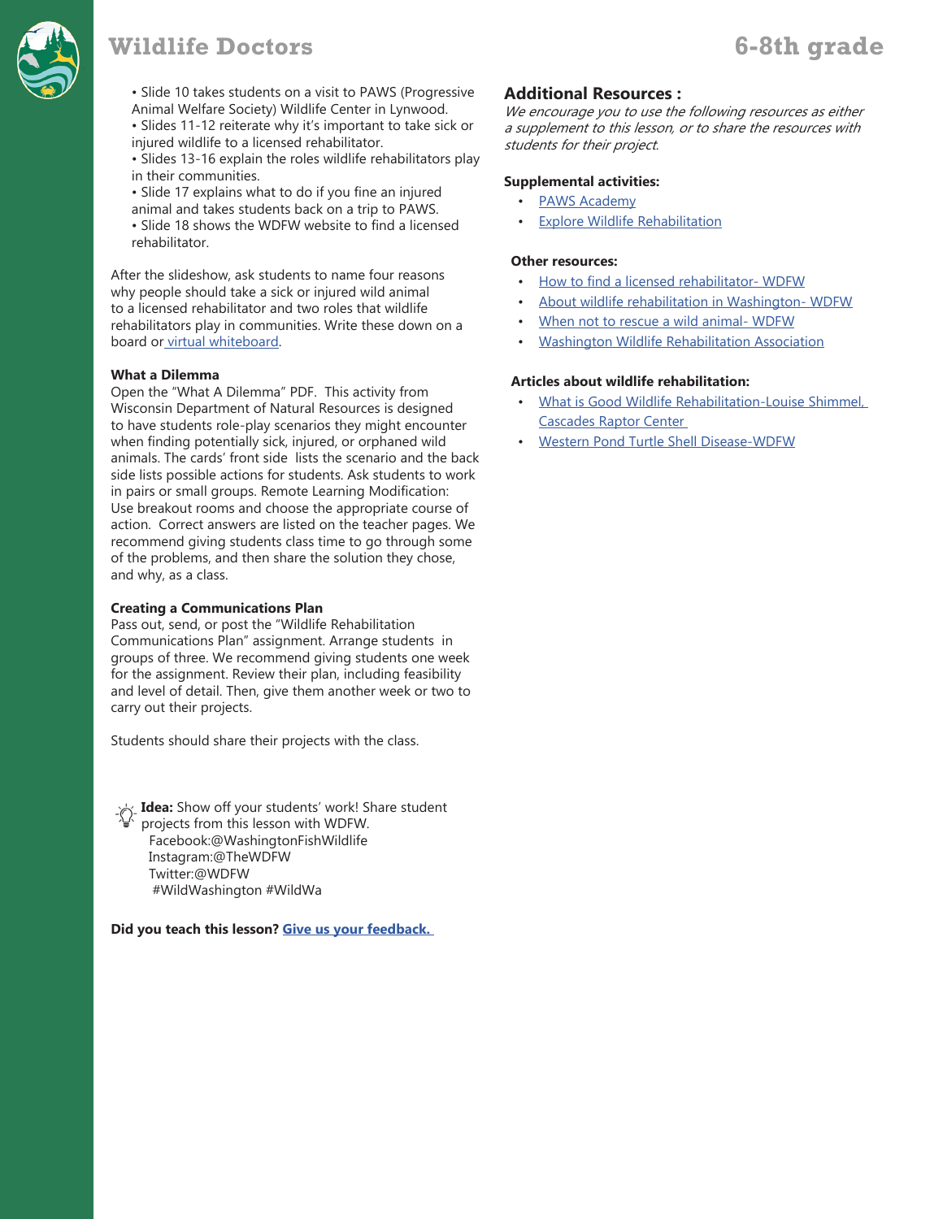- Slide 10 takes students on a visit to PAWS (Progressive Animal Welfare Society) Wildlife Center in Lynwood.
- Slides 11-12 reiterate why it's important to take sick or injured wildlife to a licensed rehabilitator.
- Slides 13-16 explain the roles wildlife rehabilitators play in their communities.
- Slide 17 explains what to do if you fine an injured animal and takes students back on a trip to PAWS.
- Slide 18 shows the WDFW website to find a licensed rehabilitator.

After the slideshow, ask students to name four reasons why people should take a sick or injured wild animal to a licensed rehabilitator and two roles that wildlife rehabilitators play in communities. Write these down on a board or virtual whiteboard.

**What a Dilemma**

Open the "What A Dilemma" PDF. This activity from Wisconsin Department of Natural Resources is designed to have students role-play scenarios they might encounter when finding potentially sick, injured, or orphaned wild animals. The cards' front side lists the scenario and the back side lists possible actions for students. Ask students to work in pairs or small groups. Remote Learning Modification: Use breakout rooms and choose the appropriate course of action. Correct answers are listed on the teacher pages. We recommend giving students class time to go through some of the problems, and then share the solution they chose, and why, as a class.

**Creating a Communications Plan**

Pass out, send, or post the "Wildlife Rehabilitation Communications Plan" assignment. Arrange students in groups of three. We recommend giving students one week for the assignment. Review their plan, including feasibility and level of detail. Then, give them another week or two to carry out their projects.

Students should share their projects with the class.

**Idea:** Show off your students' work! Share student projects from this lesson with WDFW.
Facebook:@WashingtonFishWildlife
Instagram:@TheWDFW
Twitter:@WDFW
#WildWashington #WildWa

**Did you teach this lesson? Give us your feedback.**

## Additional Resources :

*We encourage you to use the following resources as either a supplement to this lesson, or to share the resources with students for their project.*

**Supplemental activities:**

- PAWS Academy
- Explore Wildlife Rehabilitation

**Other resources:**

- How to find a licensed rehabilitator- WDFW
- About wildlife rehabilitation in Washington- WDFW
- When not to rescue a wild animal- WDFW
- Washington Wildlife Rehabilitation Association

**Articles about wildlife rehabilitation:**

- What is Good Wildlife Rehabilitation-Louise Shimmel, Cascades Raptor Center
- Western Pond Turtle Shell Disease-WDFW